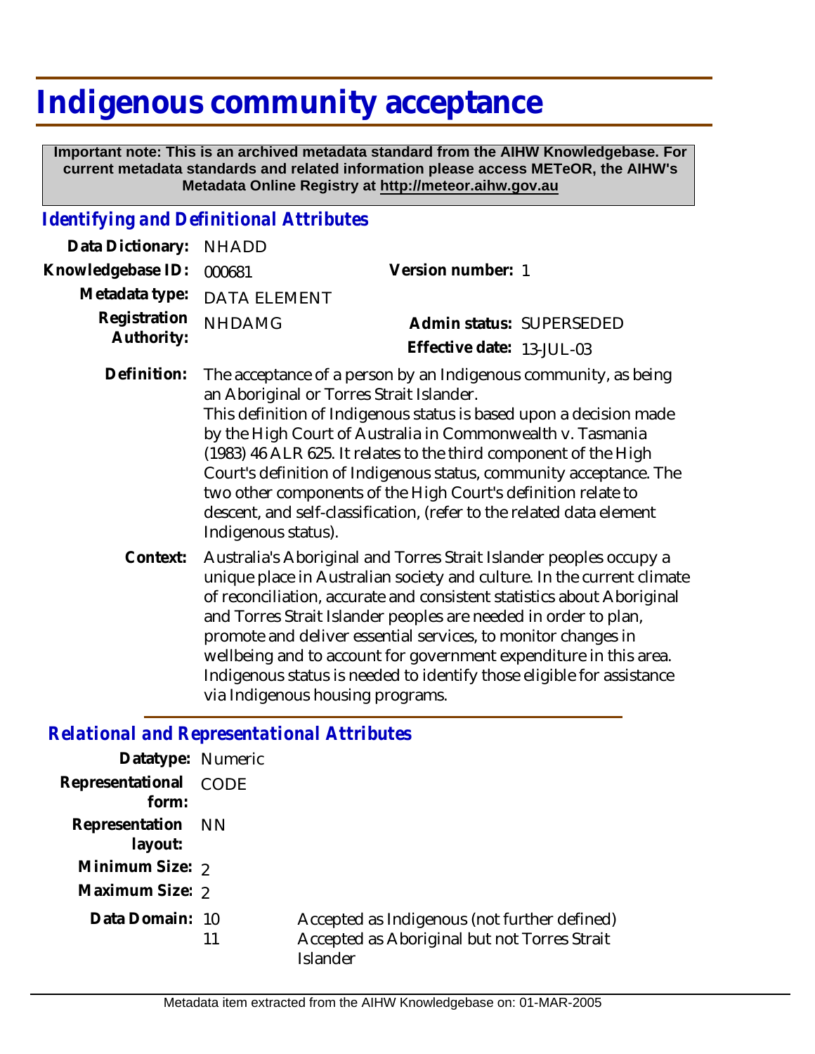# Indigenous community acceptance

**Important note: This is an archived metadata standard from the AIHW Knowledgebase. For current metadata standards and related information please access METeOR, the AIHW's Metadata Online Registry at http://meteor.aihw.gov.au**

## *Identifying and Definitional Attributes*

**Data Dictionary:** NHADD

**Knowledgebase ID:** 000681

**Version number:** 1

**Metadata type:** DATA ELEMENT

**Registration Authority:** NHDAMG

**Admin status:** SUPERSEDED

**Effective date:** 13-JUL-03

**Definition:** The acceptance of a person by an Indigenous community, as being an Aboriginal or Torres Strait Islander.
This definition of Indigenous status is based upon a decision made by the High Court of Australia in Commonwealth v. Tasmania (1983) 46 ALR 625. It relates to the third component of the High Court's definition of Indigenous status, community acceptance. The two other components of the High Court's definition relate to descent, and self-classification, (refer to the related data element Indigenous status).

**Context:** Australia's Aboriginal and Torres Strait Islander peoples occupy a unique place in Australian society and culture. In the current climate of reconciliation, accurate and consistent statistics about Aboriginal and Torres Strait Islander peoples are needed in order to plan, promote and deliver essential services, to monitor changes in wellbeing and to account for government expenditure in this area. Indigenous status is needed to identify those eligible for assistance via Indigenous housing programs.

## *Relational and Representational Attributes*

**Datatype:** Numeric

**Representational form:** CODE

**Representation layout:** NN

**Minimum Size:** 2

**Maximum Size:** 2

**Data Domain:**

10 Accepted as Indigenous (not further defined)

11 Accepted as Aboriginal but not Torres Strait Islander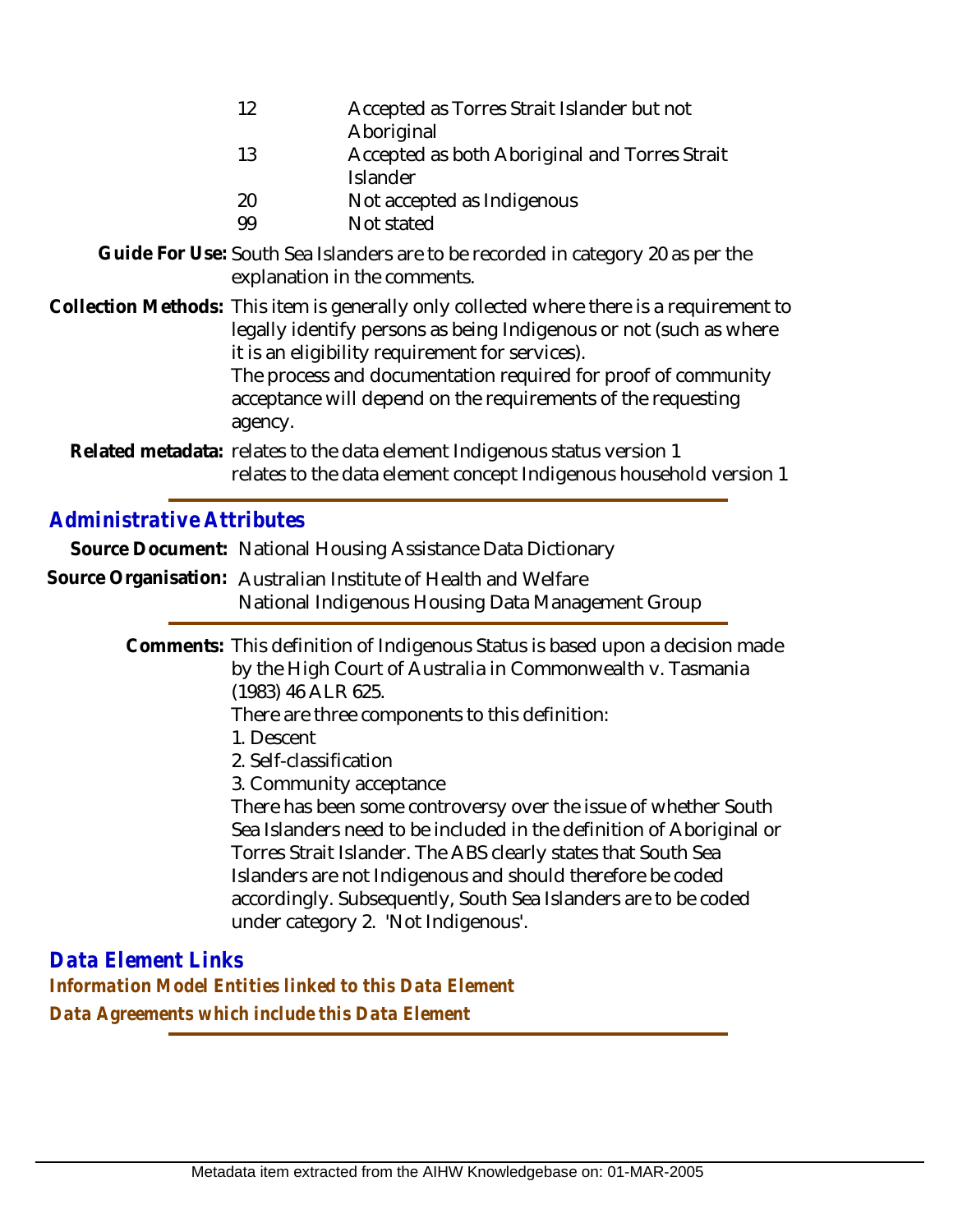| | |
|---|---|
| 12 | Accepted as Torres Strait Islander but not Aboriginal |
| 13 | Accepted as both Aboriginal and Torres Strait Islander |
| 20 | Not accepted as Indigenous |
| 99 | Not stated |

**Guide For Use:** South Sea Islanders are to be recorded in category 20 as per the explanation in the comments.

**Collection Methods:** This item is generally only collected where there is a requirement to legally identify persons as being Indigenous or not (such as where it is an eligibility requirement for services).
The process and documentation required for proof of community acceptance will depend on the requirements of the requesting agency.

**Related metadata:** relates to the data element Indigenous status version 1
relates to the data element concept Indigenous household version 1

## Administrative Attributes

**Source Document:** National Housing Assistance Data Dictionary

**Source Organisation:** Australian Institute of Health and Welfare
National Indigenous Housing Data Management Group

**Comments:** This definition of Indigenous Status is based upon a decision made by the High Court of Australia in Commonwealth v. Tasmania (1983) 46 ALR 625.
There are three components to this definition:
1. Descent
2. Self-classification
3. Community acceptance

There has been some controversy over the issue of whether South Sea Islanders need to be included in the definition of Aboriginal or Torres Strait Islander. The ABS clearly states that South Sea Islanders are not Indigenous and should therefore be coded accordingly. Subsequently, South Sea Islanders are to be coded under category 2. 'Not Indigenous'.

## Data Element Links

### Information Model Entities linked to this Data Element

### Data Agreements which include this Data Element